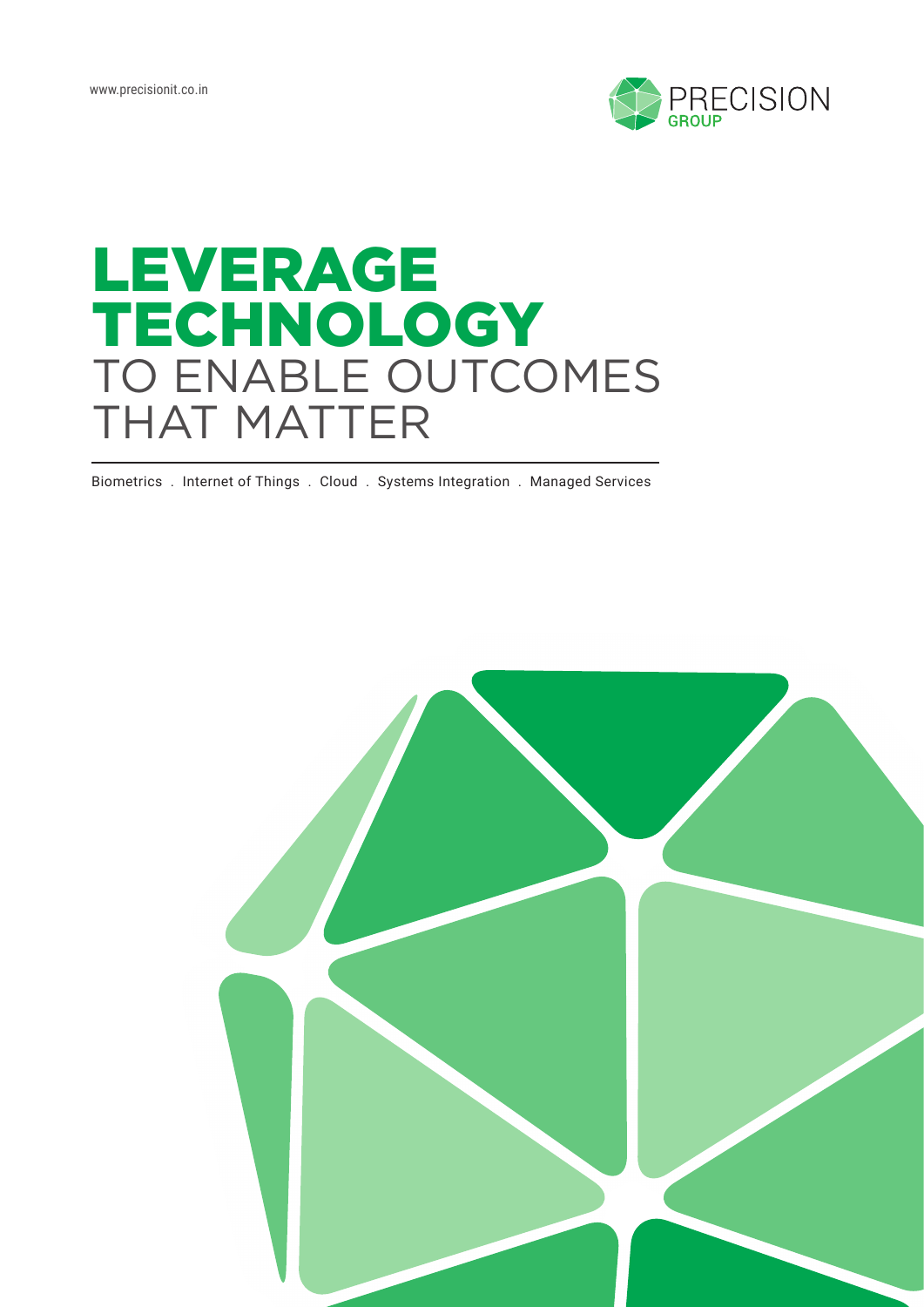www.precisionit.co.in

PRECISION GROUP

# LEVERAGE TECHNOLOGY TO ENABLE OUTCOMES THAT MATTER

Biometrics . Internet of Things . Cloud . Systems Integration . Managed Services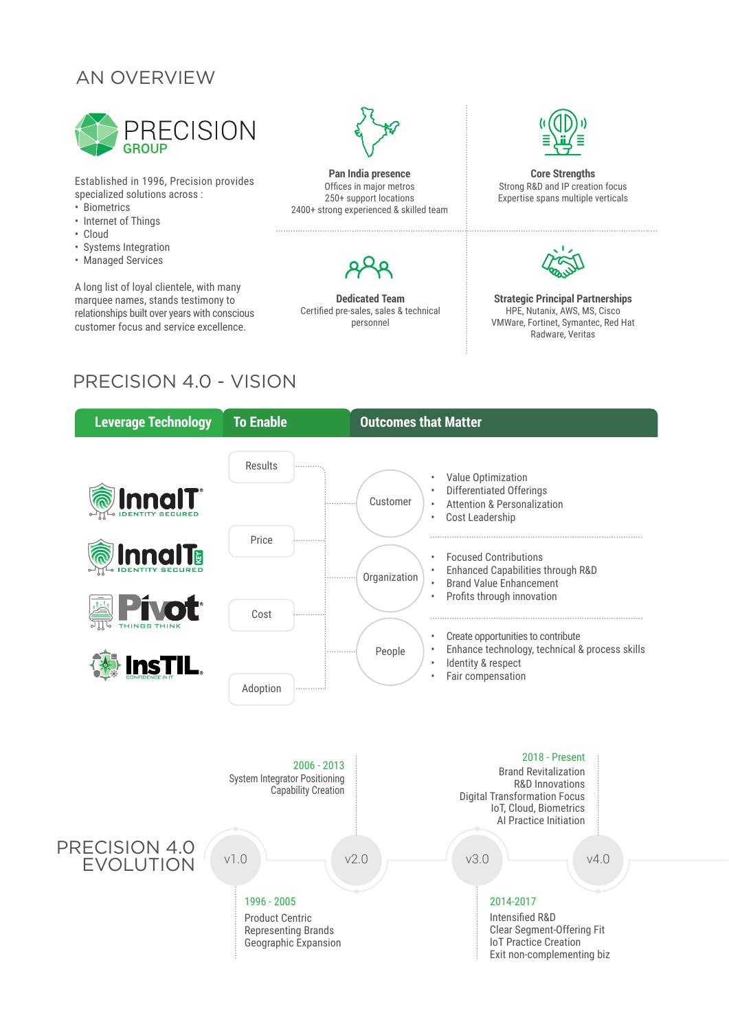# AN OVERVIEW

PRECISION GROUP

Established in 1996, Precision provides specialized solutions across :

- Biometrics
- Internet of Things
- Cloud
- Systems Integration
- Managed Services

A long list of loyal clientele, with many marquee names, stands testimony to relationships built over years with conscious customer focus and service excellence.

**Pan India presence**
Offices in major metros
250+ support locations
2400+ strong experienced & skilled team

**Core Strengths**
Strong R&D and IP creation focus
Expertise spans multiple verticals

**Dedicated Team**
Certified pre-sales, sales & technical personnel

**Strategic Principal Partnerships**
HPE, Nutanix, AWS, MS, Cisco
VMWare, Fortinet, Symantec, Red Hat
Radware, Veritas

# PRECISION 4.0 - VISION

| Leverage Technology | To Enable | Outcomes that Matter | |
|---|---|---|---|
| InnaIT IDENTITY SECURED | Results | Customer | • Value Optimization<br>• Differentiated Offerings<br>• Attention & Personalization<br>• Cost Leadership |
| InnaIT KEY IDENTITY SECURED | Price | Organization | • Focused Contributions<br>• Enhanced Capabilities through R&D<br>• Brand Value Enhancement<br>• Profits through innovation |
| Pivot THINGS THINK | Cost | People | • Create opportunities to contribute<br>• Enhance technology, technical & process skills<br>• Identity & respect<br>• Fair compensation |
| InsTIL CONFIDENCE IN IT | Adoption | | |

# PRECISION 4.0 EVOLUTION

**v1.0 — 1996 - 2005**
Product Centric
Representing Brands
Geographic Expansion

**v2.0 — 2006 - 2013**
System Integrator Positioning
Capability Creation

**v3.0 — 2014-2017**
Intensified R&D
Clear Segment-Offering Fit
IoT Practice Creation
Exit non-complementing biz

**v4.0 — 2018 - Present**
Brand Revitalization
R&D Innovations
Digital Transformation Focus
IoT, Cloud, Biometrics
AI Practice Initiation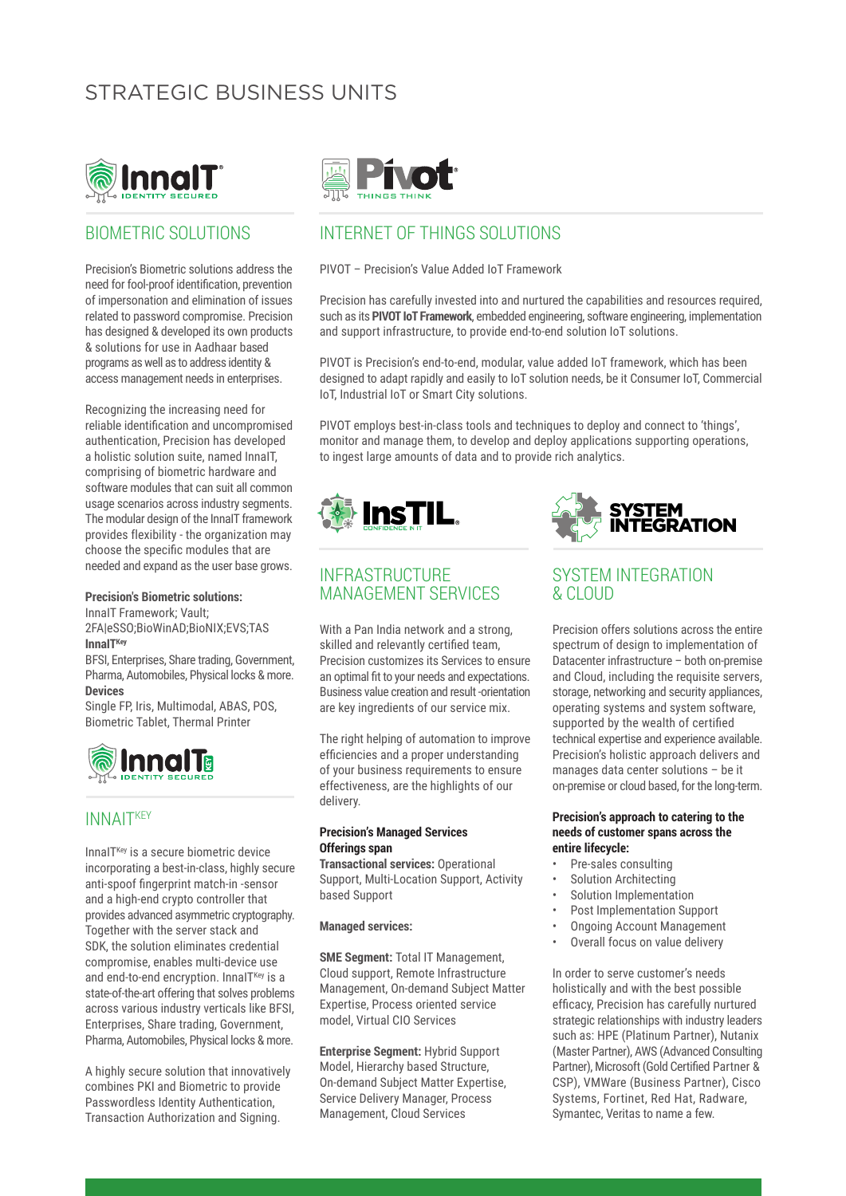# STRATEGIC BUSINESS UNITS

## BIOMETRIC SOLUTIONS

Precision's Biometric solutions address the need for fool-proof identification, prevention of impersonation and elimination of issues related to password compromise. Precision has designed & developed its own products & solutions for use in Aadhaar based programs as well as to address identity & access management needs in enterprises.

Recognizing the increasing need for reliable identification and uncompromised authentication, Precision has developed a holistic solution suite, named InnaIT, comprising of biometric hardware and software modules that can suit all common usage scenarios across industry segments. The modular design of the InnaIT framework provides flexibility - the organization may choose the specific modules that are needed and expand as the user base grows.

**Precision's Biometric solutions:**
InnaIT Framework; Vault; 2FA|eSSO;BioWinAD;BioNIX;EVS;TAS
**InnaIT^Key**
BFSI, Enterprises, Share trading, Government, Pharma, Automobiles, Physical locks & more.
**Devices**
Single FP, Iris, Multimodal, ABAS, POS, Biometric Tablet, Thermal Printer

## INNAIT^KEY

InnaIT^Key is a secure biometric device incorporating a best-in-class, highly secure anti-spoof fingerprint match-in -sensor and a high-end crypto controller that provides advanced asymmetric cryptography. Together with the server stack and SDK, the solution eliminates credential compromise, enables multi-device use and end-to-end encryption. InnaIT^Key is a state-of-the-art offering that solves problems across various industry verticals like BFSI, Enterprises, Share trading, Government, Pharma, Automobiles, Physical locks & more.

A highly secure solution that innovatively combines PKI and Biometric to provide Passwordless Identity Authentication, Transaction Authorization and Signing.

## INTERNET OF THINGS SOLUTIONS

PIVOT – Precision's Value Added IoT Framework

Precision has carefully invested into and nurtured the capabilities and resources required, such as its **PIVOT IoT Framework**, embedded engineering, software engineering, implementation and support infrastructure, to provide end-to-end solution IoT solutions.

PIVOT is Precision's end-to-end, modular, value added IoT framework, which has been designed to adapt rapidly and easily to IoT solution needs, be it Consumer IoT, Commercial IoT, Industrial IoT or Smart City solutions.

PIVOT employs best-in-class tools and techniques to deploy and connect to 'things', monitor and manage them, to develop and deploy applications supporting operations, to ingest large amounts of data and to provide rich analytics.

## INFRASTRUCTURE MANAGEMENT SERVICES

With a Pan India network and a strong, skilled and relevantly certified team, Precision customizes its Services to ensure an optimal fit to your needs and expectations. Business value creation and result -orientation are key ingredients of our service mix.

The right helping of automation to improve efficiencies and a proper understanding of your business requirements to ensure effectiveness, are the highlights of our delivery.

**Precision's Managed Services Offerings span**
**Transactional services:** Operational Support, Multi-Location Support, Activity based Support

**Managed services:**

**SME Segment:** Total IT Management, Cloud support, Remote Infrastructure Management, On-demand Subject Matter Expertise, Process oriented service model, Virtual CIO Services

**Enterprise Segment:** Hybrid Support Model, Hierarchy based Structure, On-demand Subject Matter Expertise, Service Delivery Manager, Process Management, Cloud Services

## SYSTEM INTEGRATION & CLOUD

Precision offers solutions across the entire spectrum of design to implementation of Datacenter infrastructure – both on-premise and Cloud, including the requisite servers, storage, networking and security appliances, operating systems and system software, supported by the wealth of certified technical expertise and experience available. Precision's holistic approach delivers and manages data center solutions – be it on-premise or cloud based, for the long-term.

**Precision's approach to catering to the needs of customer spans across the entire lifecycle:**

- Pre-sales consulting
- Solution Architecting
- Solution Implementation
- Post Implementation Support
- Ongoing Account Management
- Overall focus on value delivery

In order to serve customer's needs holistically and with the best possible efficacy, Precision has carefully nurtured strategic relationships with industry leaders such as: HPE (Platinum Partner), Nutanix (Master Partner), AWS (Advanced Consulting Partner), Microsoft (Gold Certified Partner & CSP), VMWare (Business Partner), Cisco Systems, Fortinet, Red Hat, Radware, Symantec, Veritas to name a few.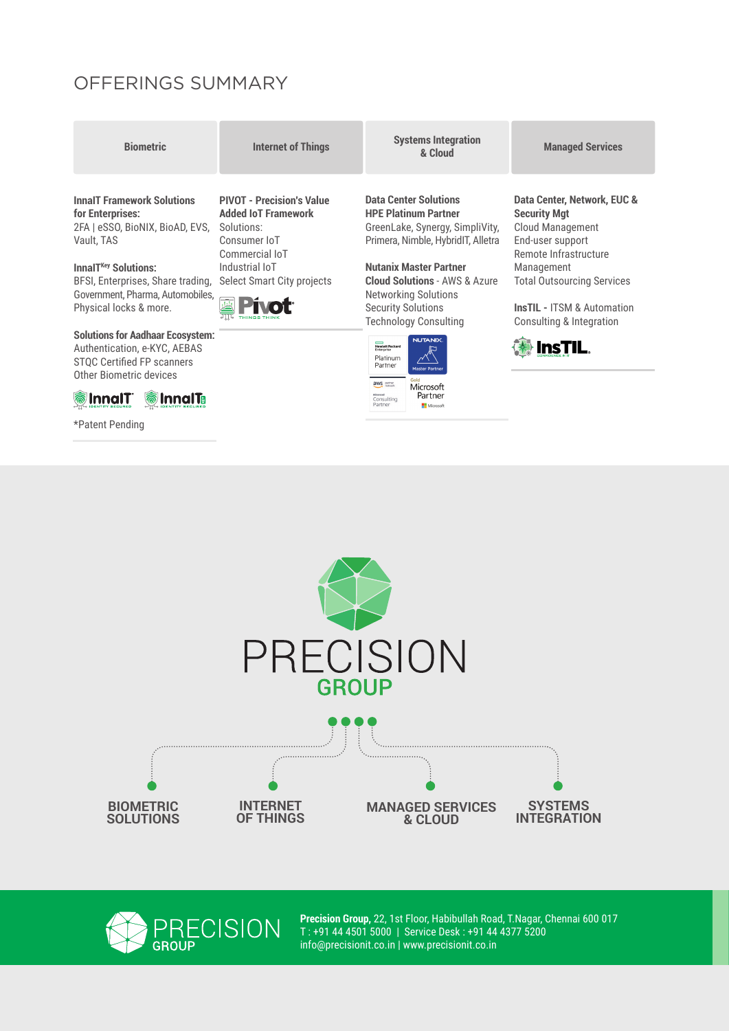# OFFERINGS SUMMARY

## Biometric

**InnaIT Framework Solutions for Enterprises:**
2FA | eSSO, BioNIX, BioAD, EVS, Vault, TAS

**InnaIT[Key] Solutions:**
BFSI, Enterprises, Share trading, Government, Pharma, Automobiles, Physical locks & more.

**Solutions for Aadhaar Ecosystem:**
Authentication, e-KYC, AEBAS
STQC Certified FP scanners
Other Biometric devices

InnaIT InnaIT

*Patent Pending

## Internet of Things

**PIVOT - Precision's Value Added IoT Framework**
Solutions:
Consumer IoT
Commercial IoT
Industrial IoT
Select Smart City projects

Pivot THINGS THINK

## Systems Integration & Cloud

**Data Center Solutions**
**HPE Platinum Partner**
GreenLake, Synergy, SimpliVity, Primera, Nimble, HybridIT, Alletra

**Nutanix Master Partner**
**Cloud Solutions** - AWS & Azure
Networking Solutions
Security Solutions
Technology Consulting

Hewlett Packard Enterprise Platinum Partner | NUTANIX Master Partner | aws Advanced Consulting Partner | Gold Microsoft Partner

## Managed Services

**Data Center, Network, EUC & Security Mgt**
Cloud Management
End-user support
Remote Infrastructure Management
Total Outsourcing Services

**InsTIL** - ITSM & Automation Consulting & Integration

InsTIL

PRECISION GROUP

BIOMETRIC SOLUTIONS

INTERNET OF THINGS

MANAGED SERVICES & CLOUD

SYSTEMS INTEGRATION

PRECISION GROUP

**Precision Group**, 22, 1st Floor, Habibullah Road, T.Nagar, Chennai 600 017
T : +91 44 4501 5000 | Service Desk : +91 44 4377 5200
info@precisionit.co.in | www.precisionit.co.in